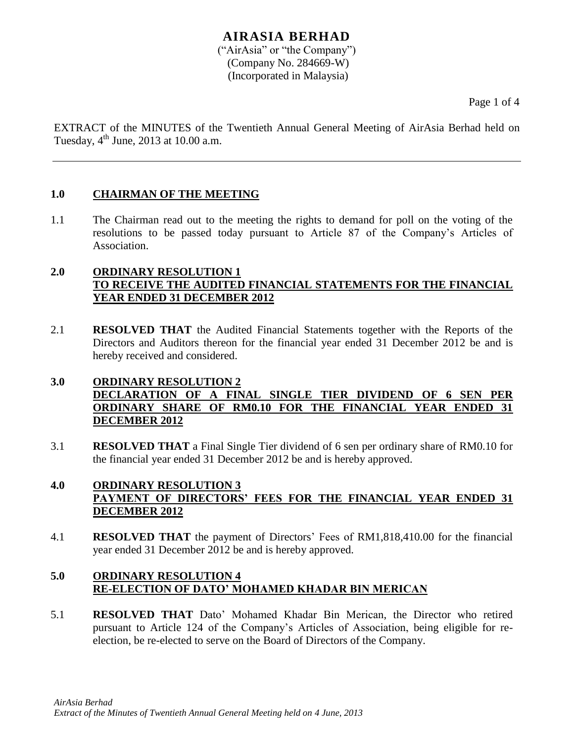# AIRASIA BERHAD

("AirAsia" or "the Company")
(Company No. 284669-W)
(Incorporated in Malaysia)

EXTRACT of the MINUTES of the Twentieth Annual General Meeting of AirAsia Berhad held on Tuesday, 4th June, 2013 at 10.00 a.m.

---

## 1.0 CHAIRMAN OF THE MEETING

1.1 The Chairman read out to the meeting the rights to demand for poll on the voting of the resolutions to be passed today pursuant to Article 87 of the Company's Articles of Association.

## 2.0 ORDINARY RESOLUTION 1 TO RECEIVE THE AUDITED FINANCIAL STATEMENTS FOR THE FINANCIAL YEAR ENDED 31 DECEMBER 2012

2.1 **RESOLVED THAT** the Audited Financial Statements together with the Reports of the Directors and Auditors thereon for the financial year ended 31 December 2012 be and is hereby received and considered.

## 3.0 ORDINARY RESOLUTION 2 DECLARATION OF A FINAL SINGLE TIER DIVIDEND OF 6 SEN PER ORDINARY SHARE OF RM0.10 FOR THE FINANCIAL YEAR ENDED 31 DECEMBER 2012

3.1 **RESOLVED THAT** a Final Single Tier dividend of 6 sen per ordinary share of RM0.10 for the financial year ended 31 December 2012 be and is hereby approved.

## 4.0 ORDINARY RESOLUTION 3 PAYMENT OF DIRECTORS' FEES FOR THE FINANCIAL YEAR ENDED 31 DECEMBER 2012

4.1 **RESOLVED THAT** the payment of Directors' Fees of RM1,818,410.00 for the financial year ended 31 December 2012 be and is hereby approved.

## 5.0 ORDINARY RESOLUTION 4 RE-ELECTION OF DATO' MOHAMED KHADAR BIN MERICAN

5.1 **RESOLVED THAT** Dato' Mohamed Khadar Bin Merican, the Director who retired pursuant to Article 124 of the Company's Articles of Association, being eligible for re-election, be re-elected to serve on the Board of Directors of the Company.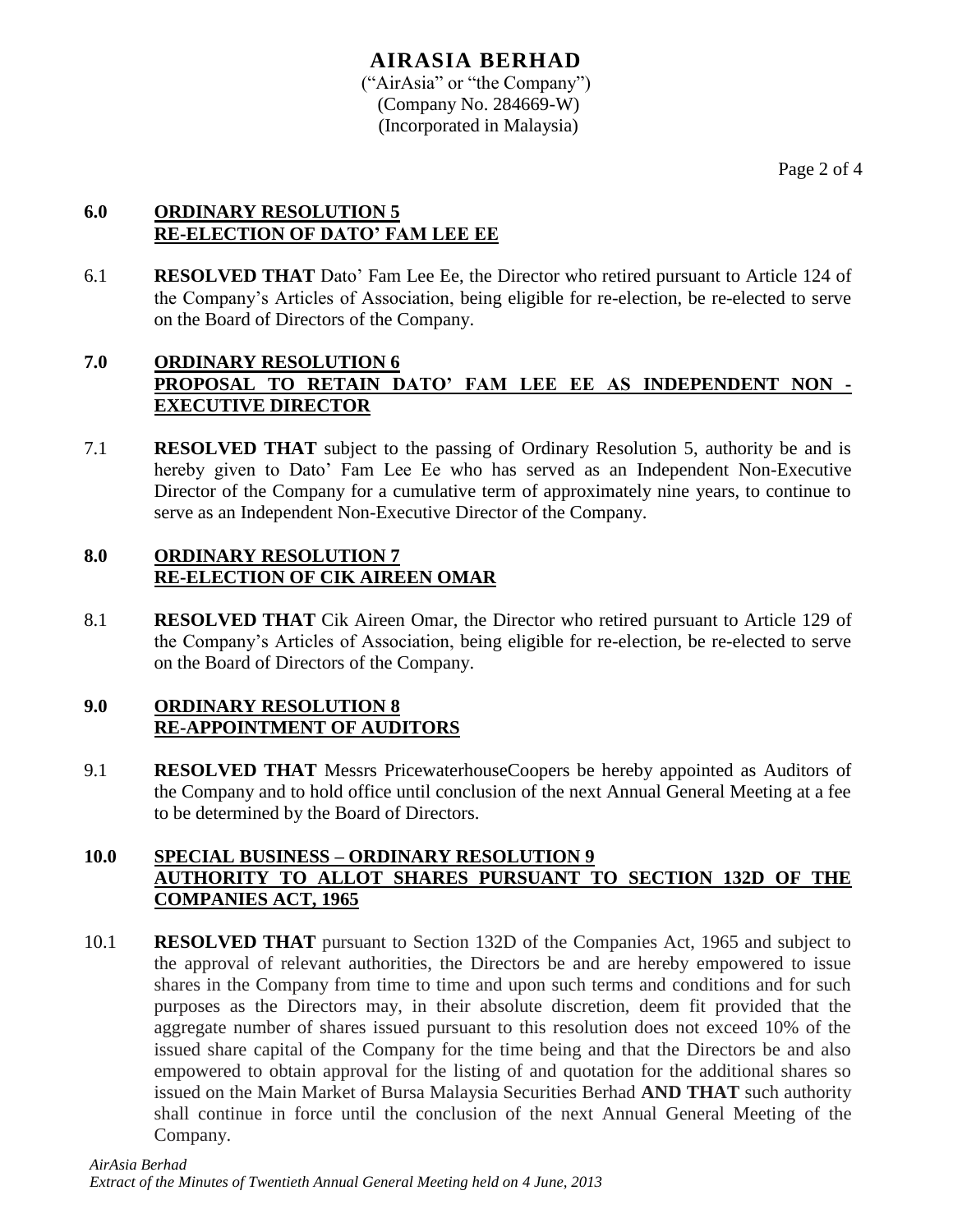## 6.0 ORDINARY RESOLUTION 5
## RE-ELECTION OF DATO' FAM LEE EE

6.1 **RESOLVED THAT** Dato' Fam Lee Ee, the Director who retired pursuant to Article 124 of the Company's Articles of Association, being eligible for re-election, be re-elected to serve on the Board of Directors of the Company.

## 7.0 ORDINARY RESOLUTION 6
## PROPOSAL TO RETAIN DATO' FAM LEE EE AS INDEPENDENT NON - EXECUTIVE DIRECTOR

7.1 **RESOLVED THAT** subject to the passing of Ordinary Resolution 5, authority be and is hereby given to Dato' Fam Lee Ee who has served as an Independent Non-Executive Director of the Company for a cumulative term of approximately nine years, to continue to serve as an Independent Non-Executive Director of the Company.

## 8.0 ORDINARY RESOLUTION 7
## RE-ELECTION OF CIK AIREEN OMAR

8.1 **RESOLVED THAT** Cik Aireen Omar, the Director who retired pursuant to Article 129 of the Company's Articles of Association, being eligible for re-election, be re-elected to serve on the Board of Directors of the Company.

## 9.0 ORDINARY RESOLUTION 8
## RE-APPOINTMENT OF AUDITORS

9.1 **RESOLVED THAT** Messrs PricewaterhouseCoopers be hereby appointed as Auditors of the Company and to hold office until conclusion of the next Annual General Meeting at a fee to be determined by the Board of Directors.

## 10.0 SPECIAL BUSINESS – ORDINARY RESOLUTION 9
## AUTHORITY TO ALLOT SHARES PURSUANT TO SECTION 132D OF THE COMPANIES ACT, 1965

10.1 **RESOLVED THAT** pursuant to Section 132D of the Companies Act, 1965 and subject to the approval of relevant authorities, the Directors be and are hereby empowered to issue shares in the Company from time to time and upon such terms and conditions and for such purposes as the Directors may, in their absolute discretion, deem fit provided that the aggregate number of shares issued pursuant to this resolution does not exceed 10% of the issued share capital of the Company for the time being and that the Directors be and also empowered to obtain approval for the listing of and quotation for the additional shares so issued on the Main Market of Bursa Malaysia Securities Berhad **AND THAT** such authority shall continue in force until the conclusion of the next Annual General Meeting of the Company.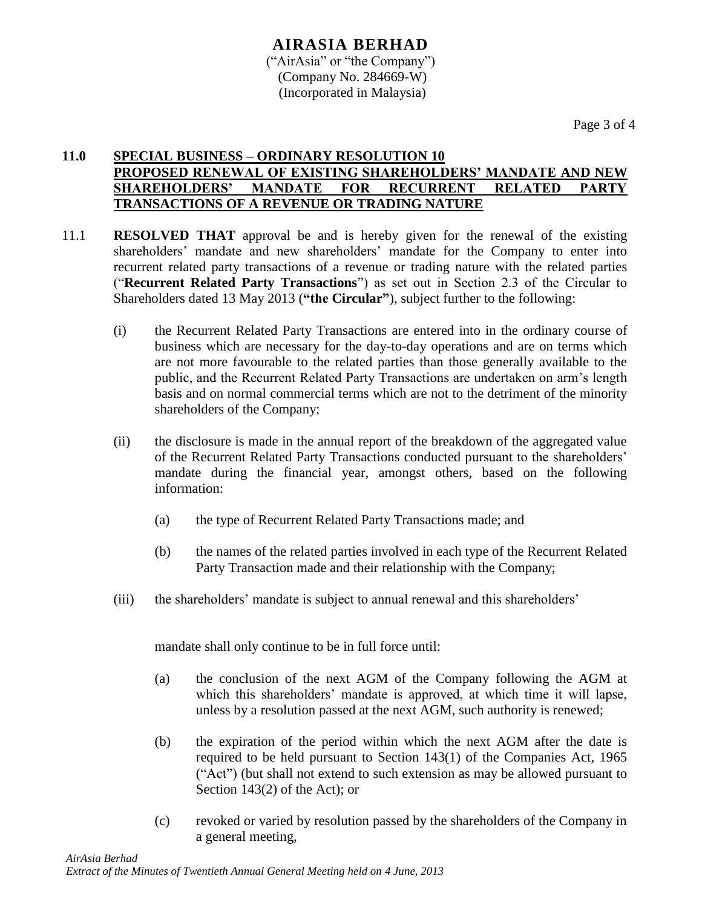## 11.0 SPECIAL BUSINESS – ORDINARY RESOLUTION 10 PROPOSED RENEWAL OF EXISTING SHAREHOLDERS' MANDATE AND NEW SHAREHOLDERS' MANDATE FOR RECURRENT RELATED PARTY TRANSACTIONS OF A REVENUE OR TRADING NATURE

11.1 **RESOLVED THAT** approval be and is hereby given for the renewal of the existing shareholders' mandate and new shareholders' mandate for the Company to enter into recurrent related party transactions of a revenue or trading nature with the related parties ("**Recurrent Related Party Transactions**") as set out in Section 2.3 of the Circular to Shareholders dated 13 May 2013 (**"the Circular"**), subject further to the following:

(i) the Recurrent Related Party Transactions are entered into in the ordinary course of business which are necessary for the day-to-day operations and are on terms which are not more favourable to the related parties than those generally available to the public, and the Recurrent Related Party Transactions are undertaken on arm's length basis and on normal commercial terms which are not to the detriment of the minority shareholders of the Company;

(ii) the disclosure is made in the annual report of the breakdown of the aggregated value of the Recurrent Related Party Transactions conducted pursuant to the shareholders' mandate during the financial year, amongst others, based on the following information:

(a) the type of Recurrent Related Party Transactions made; and

(b) the names of the related parties involved in each type of the Recurrent Related Party Transaction made and their relationship with the Company;

(iii) the shareholders' mandate is subject to annual renewal and this shareholders'

mandate shall only continue to be in full force until:

(a) the conclusion of the next AGM of the Company following the AGM at which this shareholders' mandate is approved, at which time it will lapse, unless by a resolution passed at the next AGM, such authority is renewed;

(b) the expiration of the period within which the next AGM after the date is required to be held pursuant to Section 143(1) of the Companies Act, 1965 ("Act") (but shall not extend to such extension as may be allowed pursuant to Section 143(2) of the Act); or

(c) revoked or varied by resolution passed by the shareholders of the Company in a general meeting,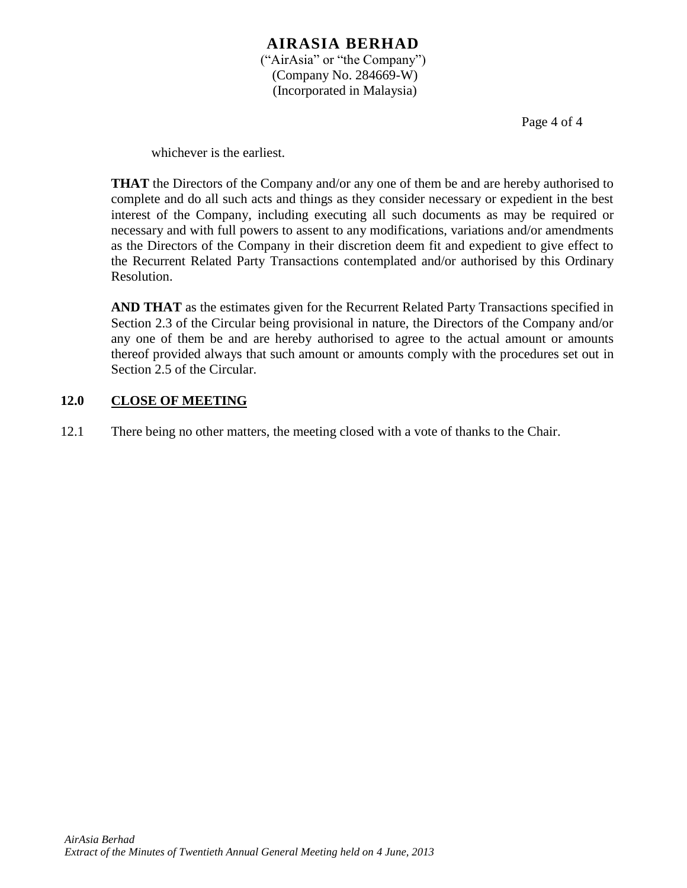whichever is the earliest.

**THAT** the Directors of the Company and/or any one of them be and are hereby authorised to complete and do all such acts and things as they consider necessary or expedient in the best interest of the Company, including executing all such documents as may be required or necessary and with full powers to assent to any modifications, variations and/or amendments as the Directors of the Company in their discretion deem fit and expedient to give effect to the Recurrent Related Party Transactions contemplated and/or authorised by this Ordinary Resolution.

**AND THAT** as the estimates given for the Recurrent Related Party Transactions specified in Section 2.3 of the Circular being provisional in nature, the Directors of the Company and/or any one of them be and are hereby authorised to agree to the actual amount or amounts thereof provided always that such amount or amounts comply with the procedures set out in Section 2.5 of the Circular.

## 12.0 CLOSE OF MEETING

12.1 There being no other matters, the meeting closed with a vote of thanks to the Chair.